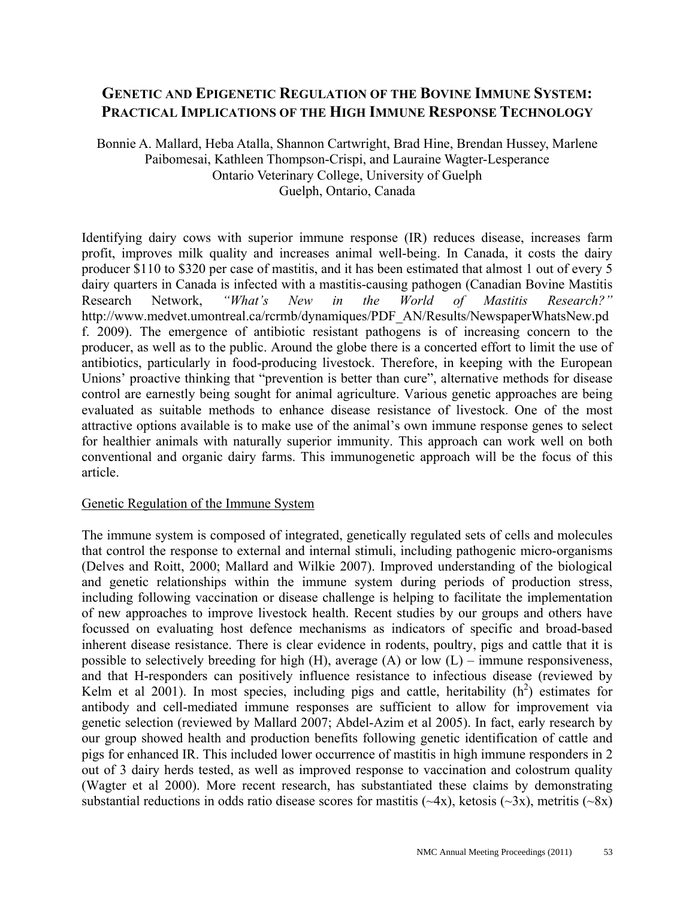# Genetic and Epigenetic Regulation of the Bovine Immune System: Practical Implications of the High Immune Response Technology

Bonnie A. Mallard, Heba Atalla, Shannon Cartwright, Brad Hine, Brendan Hussey, Marlene Paibomesai, Kathleen Thompson-Crispi, and Lauraine Wagter-Lesperance
Ontario Veterinary College, University of Guelph
Guelph, Ontario, Canada

Identifying dairy cows with superior immune response (IR) reduces disease, increases farm profit, improves milk quality and increases animal well-being. In Canada, it costs the dairy producer $110 to $320 per case of mastitis, and it has been estimated that almost 1 out of every 5 dairy quarters in Canada is infected with a mastitis-causing pathogen (Canadian Bovine Mastitis Research Network, *"What's New in the World of Mastitis Research?"* http://www.medvet.umontreal.ca/rcrmb/dynamiques/PDF_AN/Results/NewspaperWhatsNew.pdf. 2009). The emergence of antibiotic resistant pathogens is of increasing concern to the producer, as well as to the public. Around the globe there is a concerted effort to limit the use of antibiotics, particularly in food-producing livestock. Therefore, in keeping with the European Unions' proactive thinking that "prevention is better than cure", alternative methods for disease control are earnestly being sought for animal agriculture. Various genetic approaches are being evaluated as suitable methods to enhance disease resistance of livestock. One of the most attractive options available is to make use of the animal's own immune response genes to select for healthier animals with naturally superior immunity. This approach can work well on both conventional and organic dairy farms. This immunogenetic approach will be the focus of this article.

## Genetic Regulation of the Immune System

The immune system is composed of integrated, genetically regulated sets of cells and molecules that control the response to external and internal stimuli, including pathogenic micro-organisms (Delves and Roitt, 2000; Mallard and Wilkie 2007). Improved understanding of the biological and genetic relationships within the immune system during periods of production stress, including following vaccination or disease challenge is helping to facilitate the implementation of new approaches to improve livestock health. Recent studies by our groups and others have focussed on evaluating host defence mechanisms as indicators of specific and broad-based inherent disease resistance. There is clear evidence in rodents, poultry, pigs and cattle that it is possible to selectively breeding for high (H), average (A) or low (L) – immune responsiveness, and that H-responders can positively influence resistance to infectious disease (reviewed by Kelm et al 2001). In most species, including pigs and cattle, heritability ($h^2$) estimates for antibody and cell-mediated immune responses are sufficient to allow for improvement via genetic selection (reviewed by Mallard 2007; Abdel-Azim et al 2005). In fact, early research by our group showed health and production benefits following genetic identification of cattle and pigs for enhanced IR. This included lower occurrence of mastitis in high immune responders in 2 out of 3 dairy herds tested, as well as improved response to vaccination and colostrum quality (Wagter et al 2000). More recent research, has substantiated these claims by demonstrating substantial reductions in odds ratio disease scores for mastitis (~4x), ketosis (~3x), metritis (~8x)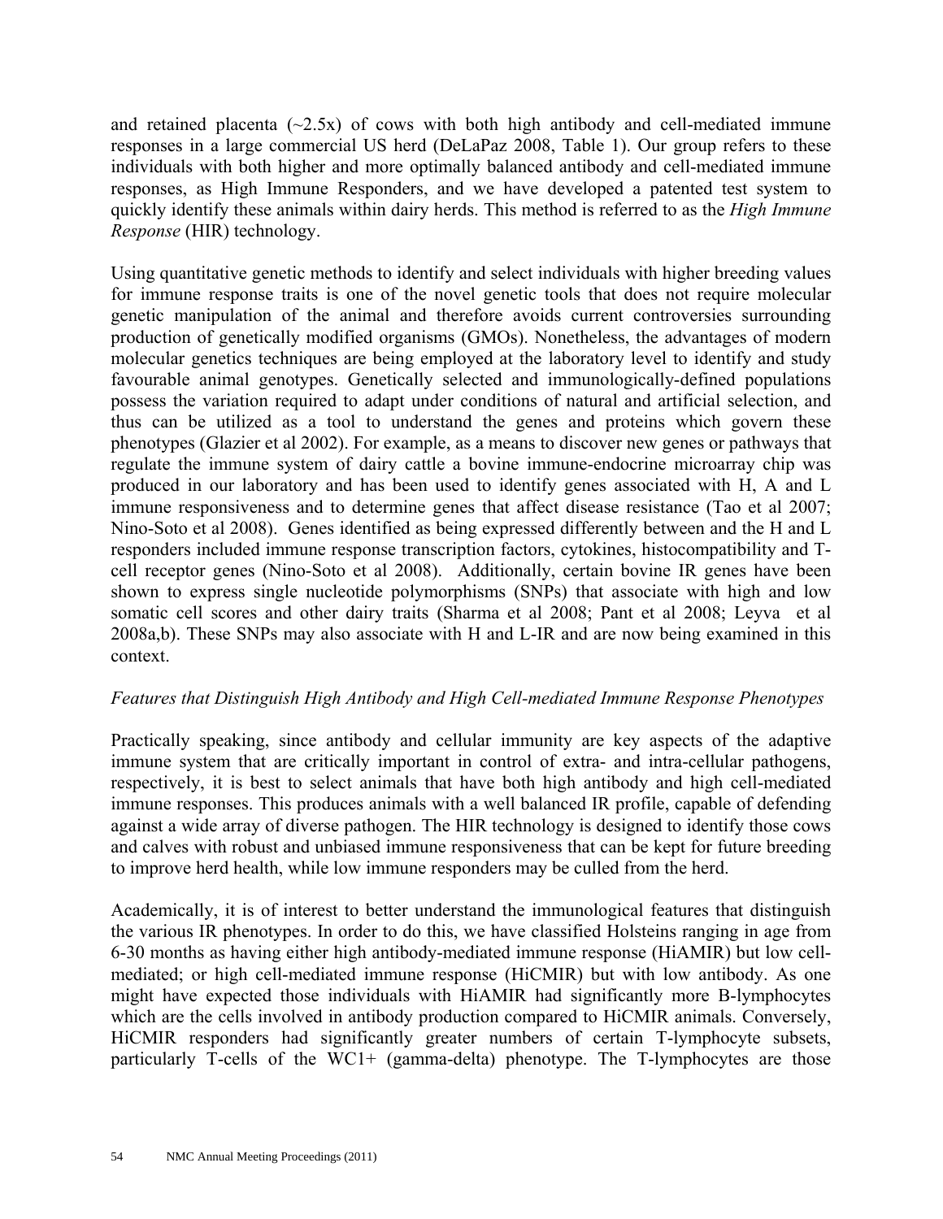and retained placenta (~2.5x) of cows with both high antibody and cell-mediated immune responses in a large commercial US herd (DeLaPaz 2008, Table 1). Our group refers to these individuals with both higher and more optimally balanced antibody and cell-mediated immune responses, as High Immune Responders, and we have developed a patented test system to quickly identify these animals within dairy herds. This method is referred to as the *High Immune Response* (HIR) technology.

Using quantitative genetic methods to identify and select individuals with higher breeding values for immune response traits is one of the novel genetic tools that does not require molecular genetic manipulation of the animal and therefore avoids current controversies surrounding production of genetically modified organisms (GMOs). Nonetheless, the advantages of modern molecular genetics techniques are being employed at the laboratory level to identify and study favourable animal genotypes. Genetically selected and immunologically-defined populations possess the variation required to adapt under conditions of natural and artificial selection, and thus can be utilized as a tool to understand the genes and proteins which govern these phenotypes (Glazier et al 2002). For example, as a means to discover new genes or pathways that regulate the immune system of dairy cattle a bovine immune-endocrine microarray chip was produced in our laboratory and has been used to identify genes associated with H, A and L immune responsiveness and to determine genes that affect disease resistance (Tao et al 2007; Nino-Soto et al 2008). Genes identified as being expressed differently between and the H and L responders included immune response transcription factors, cytokines, histocompatibility and T-cell receptor genes (Nino-Soto et al 2008). Additionally, certain bovine IR genes have been shown to express single nucleotide polymorphisms (SNPs) that associate with high and low somatic cell scores and other dairy traits (Sharma et al 2008; Pant et al 2008; Leyva et al 2008a,b). These SNPs may also associate with H and L-IR and are now being examined in this context.

*Features that Distinguish High Antibody and High Cell-mediated Immune Response Phenotypes*

Practically speaking, since antibody and cellular immunity are key aspects of the adaptive immune system that are critically important in control of extra- and intra-cellular pathogens, respectively, it is best to select animals that have both high antibody and high cell-mediated immune responses. This produces animals with a well balanced IR profile, capable of defending against a wide array of diverse pathogen. The HIR technology is designed to identify those cows and calves with robust and unbiased immune responsiveness that can be kept for future breeding to improve herd health, while low immune responders may be culled from the herd.

Academically, it is of interest to better understand the immunological features that distinguish the various IR phenotypes. In order to do this, we have classified Holsteins ranging in age from 6-30 months as having either high antibody-mediated immune response (HiAMIR) but low cell-mediated; or high cell-mediated immune response (HiCMIR) but with low antibody. As one might have expected those individuals with HiAMIR had significantly more B-lymphocytes which are the cells involved in antibody production compared to HiCMIR animals. Conversely, HiCMIR responders had significantly greater numbers of certain T-lymphocyte subsets, particularly T-cells of the WC1+ (gamma-delta) phenotype. The T-lymphocytes are those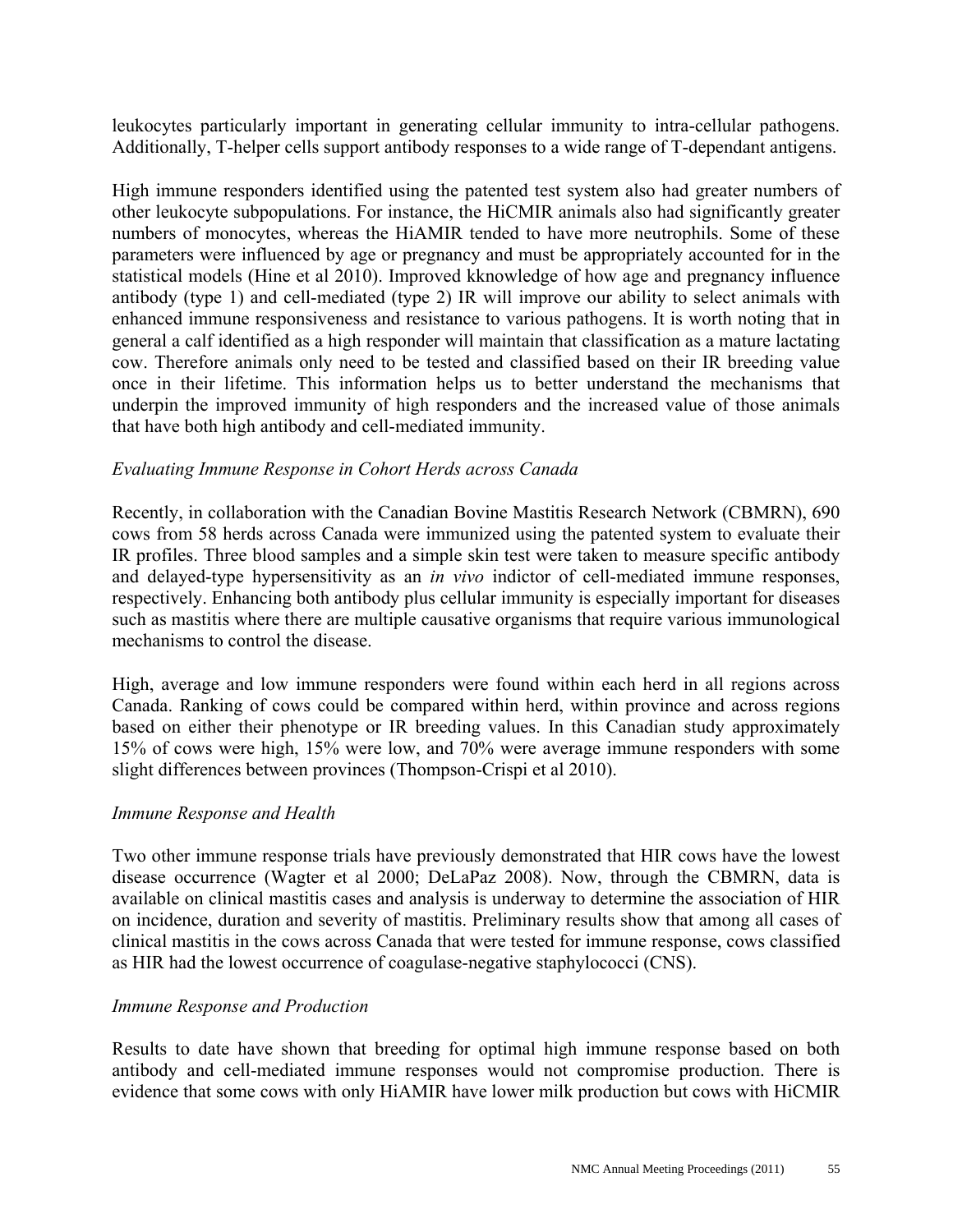leukocytes particularly important in generating cellular immunity to intra-cellular pathogens. Additionally, T-helper cells support antibody responses to a wide range of T-dependant antigens.

High immune responders identified using the patented test system also had greater numbers of other leukocyte subpopulations. For instance, the HiCMIR animals also had significantly greater numbers of monocytes, whereas the HiAMIR tended to have more neutrophils. Some of these parameters were influenced by age or pregnancy and must be appropriately accounted for in the statistical models (Hine et al 2010). Improved kknowledge of how age and pregnancy influence antibody (type 1) and cell-mediated (type 2) IR will improve our ability to select animals with enhanced immune responsiveness and resistance to various pathogens. It is worth noting that in general a calf identified as a high responder will maintain that classification as a mature lactating cow. Therefore animals only need to be tested and classified based on their IR breeding value once in their lifetime. This information helps us to better understand the mechanisms that underpin the improved immunity of high responders and the increased value of those animals that have both high antibody and cell-mediated immunity.

*Evaluating Immune Response in Cohort Herds across Canada*

Recently, in collaboration with the Canadian Bovine Mastitis Research Network (CBMRN), 690 cows from 58 herds across Canada were immunized using the patented system to evaluate their IR profiles. Three blood samples and a simple skin test were taken to measure specific antibody and delayed-type hypersensitivity as an *in vivo* indictor of cell-mediated immune responses, respectively. Enhancing both antibody plus cellular immunity is especially important for diseases such as mastitis where there are multiple causative organisms that require various immunological mechanisms to control the disease.

High, average and low immune responders were found within each herd in all regions across Canada. Ranking of cows could be compared within herd, within province and across regions based on either their phenotype or IR breeding values. In this Canadian study approximately 15% of cows were high, 15% were low, and 70% were average immune responders with some slight differences between provinces (Thompson-Crispi et al 2010).

*Immune Response and Health*

Two other immune response trials have previously demonstrated that HIR cows have the lowest disease occurrence (Wagter et al 2000; DeLaPaz 2008). Now, through the CBMRN, data is available on clinical mastitis cases and analysis is underway to determine the association of HIR on incidence, duration and severity of mastitis. Preliminary results show that among all cases of clinical mastitis in the cows across Canada that were tested for immune response, cows classified as HIR had the lowest occurrence of coagulase-negative staphylococci (CNS).

*Immune Response and Production*

Results to date have shown that breeding for optimal high immune response based on both antibody and cell-mediated immune responses would not compromise production. There is evidence that some cows with only HiAMIR have lower milk production but cows with HiCMIR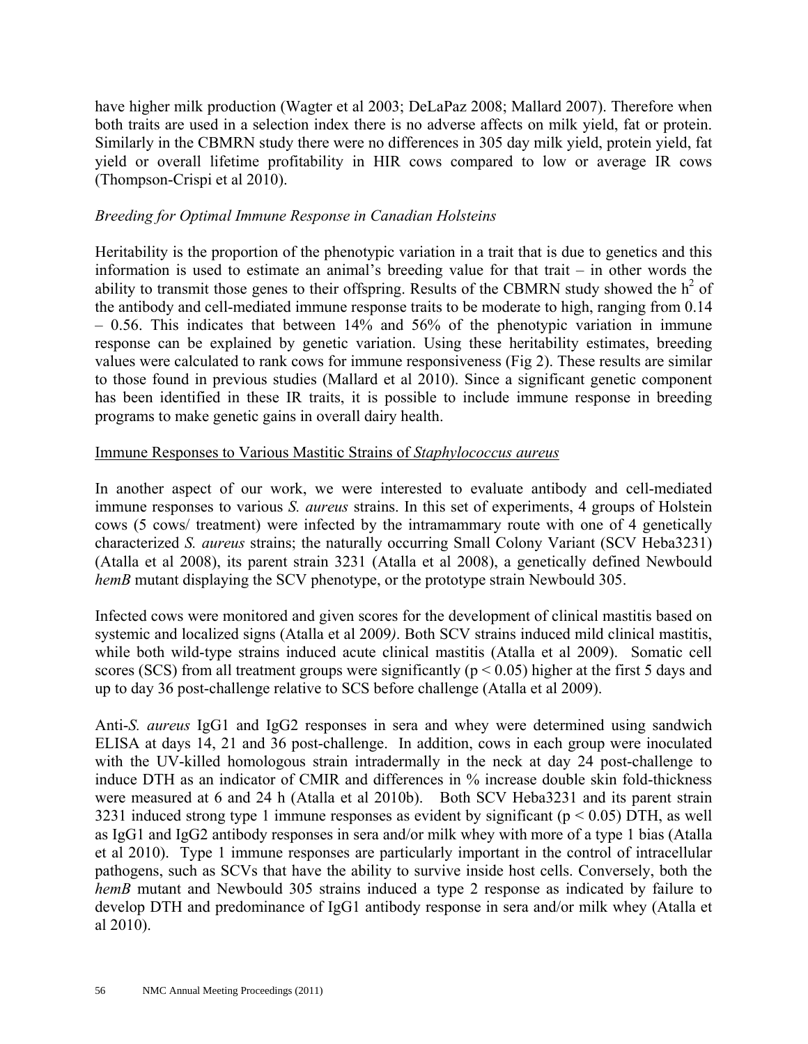have higher milk production (Wagter et al 2003; DeLaPaz 2008; Mallard 2007). Therefore when both traits are used in a selection index there is no adverse affects on milk yield, fat or protein. Similarly in the CBMRN study there were no differences in 305 day milk yield, protein yield, fat yield or overall lifetime profitability in HIR cows compared to low or average IR cows (Thompson-Crispi et al 2010).

### *Breeding for Optimal Immune Response in Canadian Holsteins*

Heritability is the proportion of the phenotypic variation in a trait that is due to genetics and this information is used to estimate an animal's breeding value for that trait – in other words the ability to transmit those genes to their offspring. Results of the CBMRN study showed the $h^2$ of the antibody and cell-mediated immune response traits to be moderate to high, ranging from 0.14 – 0.56. This indicates that between 14% and 56% of the phenotypic variation in immune response can be explained by genetic variation. Using these heritability estimates, breeding values were calculated to rank cows for immune responsiveness (Fig 2). These results are similar to those found in previous studies (Mallard et al 2010). Since a significant genetic component has been identified in these IR traits, it is possible to include immune response in breeding programs to make genetic gains in overall dairy health.

## Immune Responses to Various Mastitic Strains of *Staphylococcus aureus*

In another aspect of our work, we were interested to evaluate antibody and cell-mediated immune responses to various *S. aureus* strains. In this set of experiments, 4 groups of Holstein cows (5 cows/ treatment) were infected by the intramammary route with one of 4 genetically characterized *S. aureus* strains; the naturally occurring Small Colony Variant (SCV Heba3231) (Atalla et al 2008), its parent strain 3231 (Atalla et al 2008), a genetically defined Newbould *hemB* mutant displaying the SCV phenotype, or the prototype strain Newbould 305.

Infected cows were monitored and given scores for the development of clinical mastitis based on systemic and localized signs (Atalla et al 2009*)*. Both SCV strains induced mild clinical mastitis, while both wild-type strains induced acute clinical mastitis (Atalla et al 2009). Somatic cell scores (SCS) from all treatment groups were significantly ($p < 0.05$) higher at the first 5 days and up to day 36 post-challenge relative to SCS before challenge (Atalla et al 2009).

Anti-*S. aureus* IgG1 and IgG2 responses in sera and whey were determined using sandwich ELISA at days 14, 21 and 36 post-challenge. In addition, cows in each group were inoculated with the UV-killed homologous strain intradermally in the neck at day 24 post-challenge to induce DTH as an indicator of CMIR and differences in % increase double skin fold-thickness were measured at 6 and 24 h (Atalla et al 2010b). Both SCV Heba3231 and its parent strain 3231 induced strong type 1 immune responses as evident by significant ($p < 0.05$) DTH, as well as IgG1 and IgG2 antibody responses in sera and/or milk whey with more of a type 1 bias (Atalla et al 2010). Type 1 immune responses are particularly important in the control of intracellular pathogens, such as SCVs that have the ability to survive inside host cells. Conversely, both the *hemB* mutant and Newbould 305 strains induced a type 2 response as indicated by failure to develop DTH and predominance of IgG1 antibody response in sera and/or milk whey (Atalla et al 2010).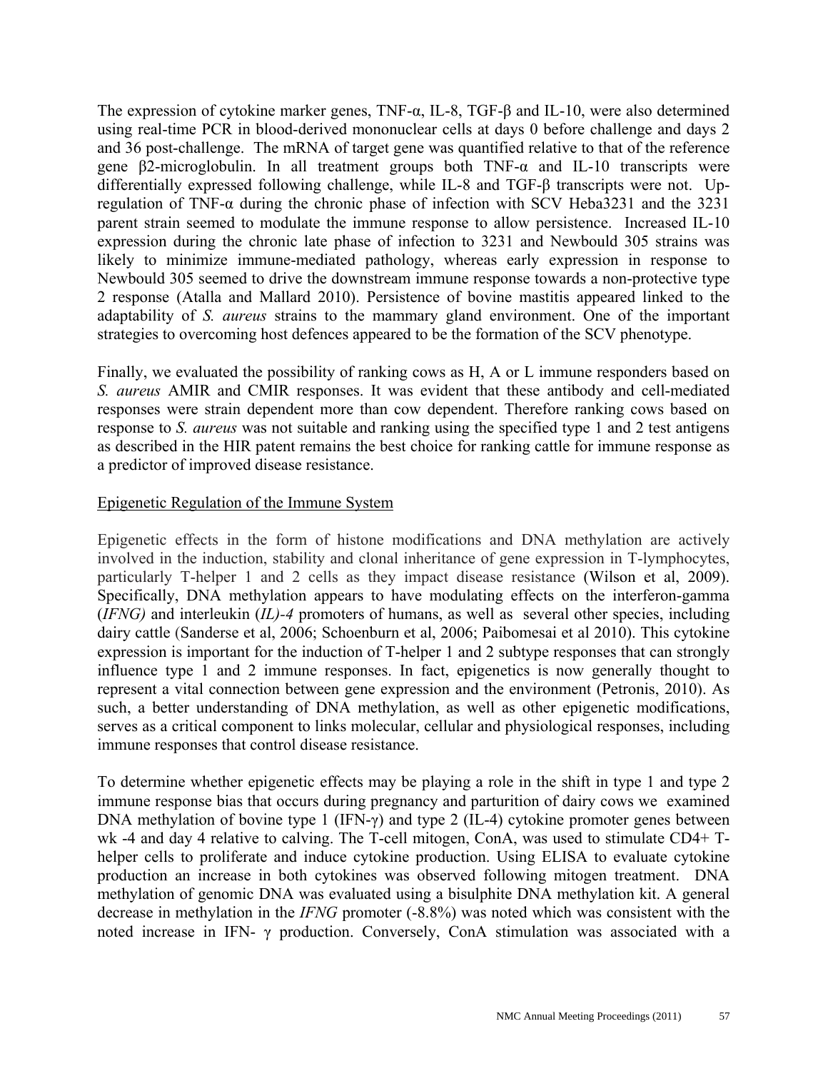The expression of cytokine marker genes, TNF-α, IL-8, TGF-β and IL-10, were also determined using real-time PCR in blood-derived mononuclear cells at days 0 before challenge and days 2 and 36 post-challenge. The mRNA of target gene was quantified relative to that of the reference gene β2-microglobulin. In all treatment groups both TNF-α and IL-10 transcripts were differentially expressed following challenge, while IL-8 and TGF-β transcripts were not. Up-regulation of TNF-α during the chronic phase of infection with SCV Heba3231 and the 3231 parent strain seemed to modulate the immune response to allow persistence. Increased IL-10 expression during the chronic late phase of infection to 3231 and Newbould 305 strains was likely to minimize immune-mediated pathology, whereas early expression in response to Newbould 305 seemed to drive the downstream immune response towards a non-protective type 2 response (Atalla and Mallard 2010). Persistence of bovine mastitis appeared linked to the adaptability of *S. aureus* strains to the mammary gland environment. One of the important strategies to overcoming host defences appeared to be the formation of the SCV phenotype.

Finally, we evaluated the possibility of ranking cows as H, A or L immune responders based on *S. aureus* AMIR and CMIR responses. It was evident that these antibody and cell-mediated responses were strain dependent more than cow dependent. Therefore ranking cows based on response to *S. aureus* was not suitable and ranking using the specified type 1 and 2 test antigens as described in the HIR patent remains the best choice for ranking cattle for immune response as a predictor of improved disease resistance.

## Epigenetic Regulation of the Immune System

Epigenetic effects in the form of histone modifications and DNA methylation are actively involved in the induction, stability and clonal inheritance of gene expression in T-lymphocytes, particularly T-helper 1 and 2 cells as they impact disease resistance (Wilson et al, 2009). Specifically, DNA methylation appears to have modulating effects on the interferon-gamma (*IFNG)* and interleukin (*IL)-4* promoters of humans, as well as several other species, including dairy cattle (Sanderse et al, 2006; Schoenburn et al, 2006; Paibomesai et al 2010). This cytokine expression is important for the induction of T-helper 1 and 2 subtype responses that can strongly influence type 1 and 2 immune responses. In fact, epigenetics is now generally thought to represent a vital connection between gene expression and the environment (Petronis, 2010). As such, a better understanding of DNA methylation, as well as other epigenetic modifications, serves as a critical component to links molecular, cellular and physiological responses, including immune responses that control disease resistance.

To determine whether epigenetic effects may be playing a role in the shift in type 1 and type 2 immune response bias that occurs during pregnancy and parturition of dairy cows we examined DNA methylation of bovine type 1 (IFN-γ) and type 2 (IL-4) cytokine promoter genes between wk -4 and day 4 relative to calving. The T-cell mitogen, ConA, was used to stimulate CD4+ T-helper cells to proliferate and induce cytokine production. Using ELISA to evaluate cytokine production an increase in both cytokines was observed following mitogen treatment. DNA methylation of genomic DNA was evaluated using a bisulphite DNA methylation kit. A general decrease in methylation in the *IFNG* promoter (-8.8%) was noted which was consistent with the noted increase in IFN- γ production. Conversely, ConA stimulation was associated with a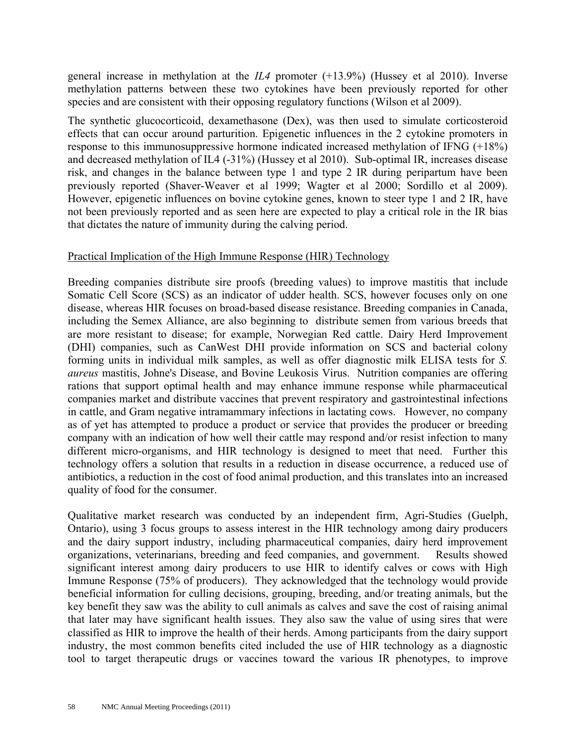general increase in methylation at the *IL4* promoter (+13.9%) (Hussey et al 2010). Inverse methylation patterns between these two cytokines have been previously reported for other species and are consistent with their opposing regulatory functions (Wilson et al 2009).

The synthetic glucocorticoid, dexamethasone (Dex), was then used to simulate corticosteroid effects that can occur around parturition. Epigenetic influences in the 2 cytokine promoters in response to this immunosuppressive hormone indicated increased methylation of IFNG (+18%) and decreased methylation of IL4 (-31%) (Hussey et al 2010). Sub-optimal IR, increases disease risk, and changes in the balance between type 1 and type 2 IR during peripartum have been previously reported (Shaver-Weaver et al 1999; Wagter et al 2000; Sordillo et al 2009). However, epigenetic influences on bovine cytokine genes, known to steer type 1 and 2 IR, have not been previously reported and as seen here are expected to play a critical role in the IR bias that dictates the nature of immunity during the calving period.

## Practical Implication of the High Immune Response (HIR) Technology

Breeding companies distribute sire proofs (breeding values) to improve mastitis that include Somatic Cell Score (SCS) as an indicator of udder health. SCS, however focuses only on one disease, whereas HIR focuses on broad-based disease resistance. Breeding companies in Canada, including the Semex Alliance, are also beginning to distribute semen from various breeds that are more resistant to disease; for example, Norwegian Red cattle. Dairy Herd Improvement (DHI) companies, such as CanWest DHI provide information on SCS and bacterial colony forming units in individual milk samples, as well as offer diagnostic milk ELISA tests for *S. aureus* mastitis, Johne's Disease, and Bovine Leukosis Virus. Nutrition companies are offering rations that support optimal health and may enhance immune response while pharmaceutical companies market and distribute vaccines that prevent respiratory and gastrointestinal infections in cattle, and Gram negative intramammary infections in lactating cows. However, no company as of yet has attempted to produce a product or service that provides the producer or breeding company with an indication of how well their cattle may respond and/or resist infection to many different micro-organisms, and HIR technology is designed to meet that need. Further this technology offers a solution that results in a reduction in disease occurrence, a reduced use of antibiotics, a reduction in the cost of food animal production, and this translates into an increased quality of food for the consumer.

Qualitative market research was conducted by an independent firm, Agri-Studies (Guelph, Ontario), using 3 focus groups to assess interest in the HIR technology among dairy producers and the dairy support industry, including pharmaceutical companies, dairy herd improvement organizations, veterinarians, breeding and feed companies, and government. Results showed significant interest among dairy producers to use HIR to identify calves or cows with High Immune Response (75% of producers). They acknowledged that the technology would provide beneficial information for culling decisions, grouping, breeding, and/or treating animals, but the key benefit they saw was the ability to cull animals as calves and save the cost of raising animal that later may have significant health issues. They also saw the value of using sires that were classified as HIR to improve the health of their herds. Among participants from the dairy support industry, the most common benefits cited included the use of HIR technology as a diagnostic tool to target therapeutic drugs or vaccines toward the various IR phenotypes, to improve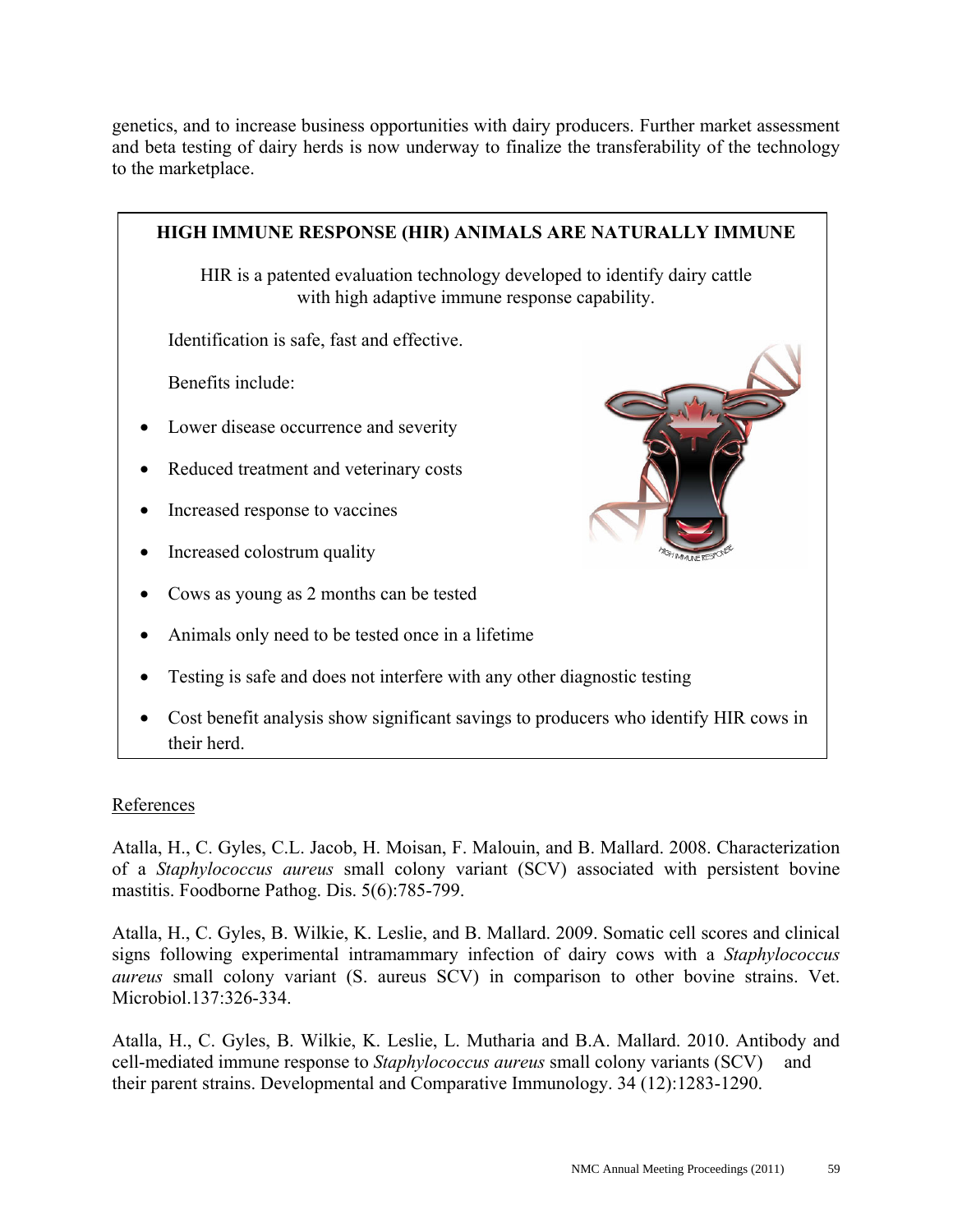genetics, and to increase business opportunities with dairy producers. Further market assessment and beta testing of dairy herds is now underway to finalize the transferability of the technology to the marketplace.

**HIGH IMMUNE RESPONSE (HIR) ANIMALS ARE NATURALLY IMMUNE**

HIR is a patented evaluation technology developed to identify dairy cattle with high adaptive immune response capability.

Identification is safe, fast and effective.

Benefits include:

- Lower disease occurrence and severity
- Reduced treatment and veterinary costs
- Increased response to vaccines
- Increased colostrum quality
- Cows as young as 2 months can be tested
- Animals only need to be tested once in a lifetime
- Testing is safe and does not interfere with any other diagnostic testing
- Cost benefit analysis show significant savings to producers who identify HIR cows in their herd.

## References

Atalla, H., C. Gyles, C.L. Jacob, H. Moisan, F. Malouin, and B. Mallard. 2008. Characterization of a *Staphylococcus aureus* small colony variant (SCV) associated with persistent bovine mastitis. Foodborne Pathog. Dis. 5(6):785-799.

Atalla, H., C. Gyles, B. Wilkie, K. Leslie, and B. Mallard. 2009. Somatic cell scores and clinical signs following experimental intramammary infection of dairy cows with a *Staphylococcus aureus* small colony variant (S. aureus SCV) in comparison to other bovine strains. Vet. Microbiol.137:326-334.

Atalla, H., C. Gyles, B. Wilkie, K. Leslie, L. Mutharia and B.A. Mallard. 2010. Antibody and cell-mediated immune response to *Staphylococcus aureus* small colony variants (SCV) and their parent strains. Developmental and Comparative Immunology. 34 (12):1283-1290.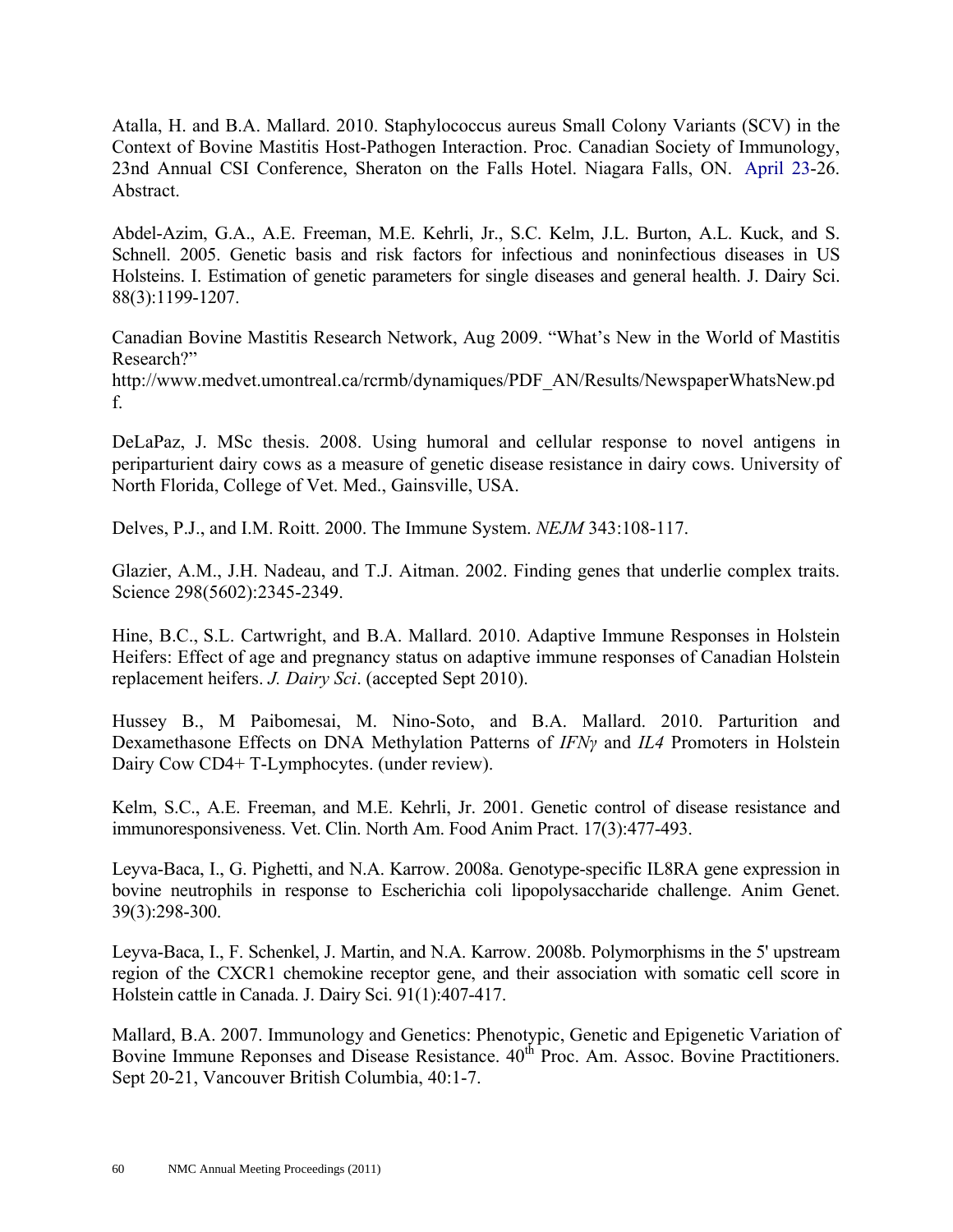Atalla, H. and B.A. Mallard. 2010. Staphylococcus aureus Small Colony Variants (SCV) in the Context of Bovine Mastitis Host-Pathogen Interaction. Proc. Canadian Society of Immunology, 23nd Annual CSI Conference, Sheraton on the Falls Hotel. Niagara Falls, ON. April 23-26. Abstract.

Abdel-Azim, G.A., A.E. Freeman, M.E. Kehrli, Jr., S.C. Kelm, J.L. Burton, A.L. Kuck, and S. Schnell. 2005. Genetic basis and risk factors for infectious and noninfectious diseases in US Holsteins. I. Estimation of genetic parameters for single diseases and general health. J. Dairy Sci. 88(3):1199-1207.

Canadian Bovine Mastitis Research Network, Aug 2009. "What's New in the World of Mastitis Research?" http://www.medvet.umontreal.ca/rcrmb/dynamiques/PDF_AN/Results/NewspaperWhatsNew.pdf.

DeLaPaz, J. MSc thesis. 2008. Using humoral and cellular response to novel antigens in periparturient dairy cows as a measure of genetic disease resistance in dairy cows. University of North Florida, College of Vet. Med., Gainsville, USA.

Delves, P.J., and I.M. Roitt. 2000. The Immune System. *NEJM* 343:108-117.

Glazier, A.M., J.H. Nadeau, and T.J. Aitman. 2002. Finding genes that underlie complex traits. Science 298(5602):2345-2349.

Hine, B.C., S.L. Cartwright, and B.A. Mallard. 2010. Adaptive Immune Responses in Holstein Heifers: Effect of age and pregnancy status on adaptive immune responses of Canadian Holstein replacement heifers. *J. Dairy Sci*. (accepted Sept 2010).

Hussey B., M Paibomesai, M. Nino-Soto, and B.A. Mallard. 2010. Parturition and Dexamethasone Effects on DNA Methylation Patterns of *IFNγ* and *IL4* Promoters in Holstein Dairy Cow CD4+ T-Lymphocytes. (under review).

Kelm, S.C., A.E. Freeman, and M.E. Kehrli, Jr. 2001. Genetic control of disease resistance and immunoresponsiveness. Vet. Clin. North Am. Food Anim Pract. 17(3):477-493.

Leyva-Baca, I., G. Pighetti, and N.A. Karrow. 2008a. Genotype-specific IL8RA gene expression in bovine neutrophils in response to Escherichia coli lipopolysaccharide challenge. Anim Genet. 39(3):298-300.

Leyva-Baca, I., F. Schenkel, J. Martin, and N.A. Karrow. 2008b. Polymorphisms in the 5' upstream region of the CXCR1 chemokine receptor gene, and their association with somatic cell score in Holstein cattle in Canada. J. Dairy Sci. 91(1):407-417.

Mallard, B.A. 2007. Immunology and Genetics: Phenotypic, Genetic and Epigenetic Variation of Bovine Immune Reponses and Disease Resistance. 40th Proc. Am. Assoc. Bovine Practitioners. Sept 20-21, Vancouver British Columbia, 40:1-7.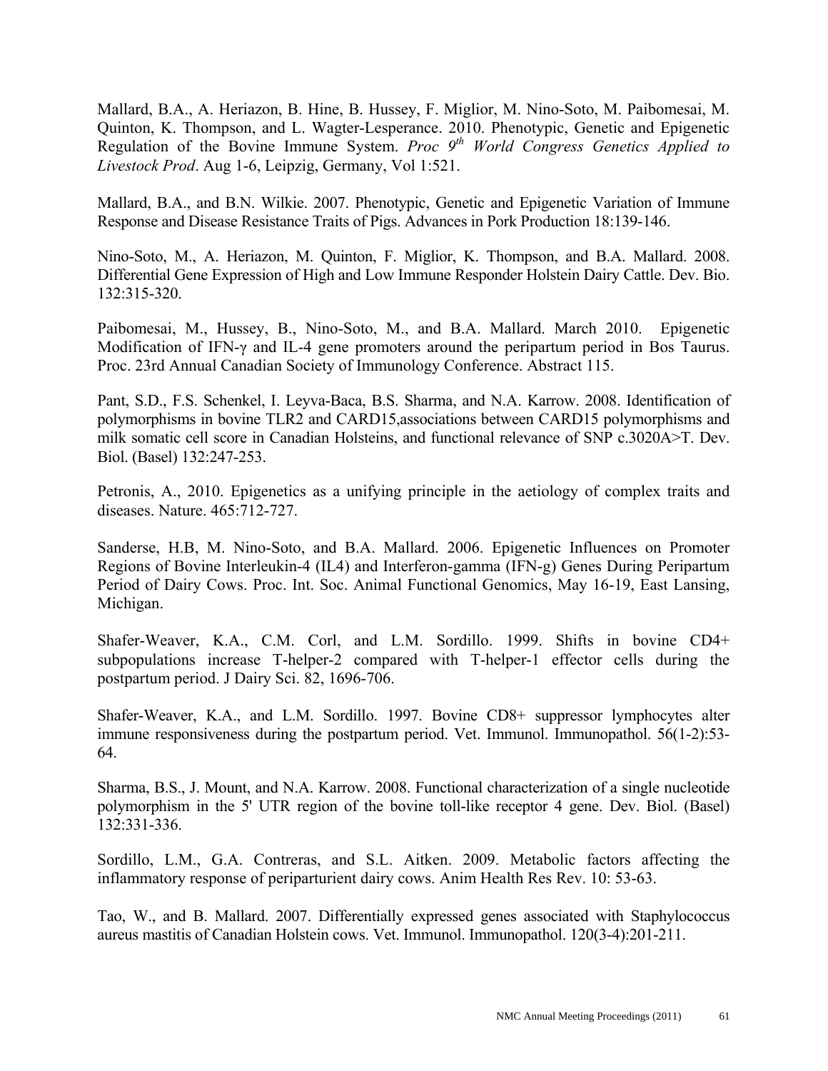Mallard, B.A., A. Heriazon, B. Hine, B. Hussey, F. Miglior, M. Nino-Soto, M. Paibomesai, M. Quinton, K. Thompson, and L. Wagter-Lesperance. 2010. Phenotypic, Genetic and Epigenetic Regulation of the Bovine Immune System. *Proc 9th World Congress Genetics Applied to Livestock Prod*. Aug 1-6, Leipzig, Germany, Vol 1:521.

Mallard, B.A., and B.N. Wilkie. 2007. Phenotypic, Genetic and Epigenetic Variation of Immune Response and Disease Resistance Traits of Pigs. Advances in Pork Production 18:139-146.

Nino-Soto, M., A. Heriazon, M. Quinton, F. Miglior, K. Thompson, and B.A. Mallard. 2008. Differential Gene Expression of High and Low Immune Responder Holstein Dairy Cattle. Dev. Bio. 132:315-320.

Paibomesai, M., Hussey, B., Nino-Soto, M., and B.A. Mallard. March 2010. Epigenetic Modification of IFN-γ and IL-4 gene promoters around the peripartum period in Bos Taurus. Proc. 23rd Annual Canadian Society of Immunology Conference. Abstract 115.

Pant, S.D., F.S. Schenkel, I. Leyva-Baca, B.S. Sharma, and N.A. Karrow. 2008. Identification of polymorphisms in bovine TLR2 and CARD15,associations between CARD15 polymorphisms and milk somatic cell score in Canadian Holsteins, and functional relevance of SNP c.3020A>T. Dev. Biol. (Basel) 132:247-253.

Petronis, A., 2010. Epigenetics as a unifying principle in the aetiology of complex traits and diseases. Nature. 465:712-727.

Sanderse, H.B, M. Nino-Soto, and B.A. Mallard. 2006. Epigenetic Influences on Promoter Regions of Bovine Interleukin-4 (IL4) and Interferon-gamma (IFN-g) Genes During Peripartum Period of Dairy Cows. Proc. Int. Soc. Animal Functional Genomics, May 16-19, East Lansing, Michigan.

Shafer-Weaver, K.A., C.M. Corl, and L.M. Sordillo. 1999. Shifts in bovine CD4+ subpopulations increase T-helper-2 compared with T-helper-1 effector cells during the postpartum period. J Dairy Sci. 82, 1696-706.

Shafer-Weaver, K.A., and L.M. Sordillo. 1997. Bovine CD8+ suppressor lymphocytes alter immune responsiveness during the postpartum period. Vet. Immunol. Immunopathol. 56(1-2):53-64.

Sharma, B.S., J. Mount, and N.A. Karrow. 2008. Functional characterization of a single nucleotide polymorphism in the 5' UTR region of the bovine toll-like receptor 4 gene. Dev. Biol. (Basel) 132:331-336.

Sordillo, L.M., G.A. Contreras, and S.L. Aitken. 2009. Metabolic factors affecting the inflammatory response of periparturient dairy cows. Anim Health Res Rev. 10: 53-63.

Tao, W., and B. Mallard. 2007. Differentially expressed genes associated with Staphylococcus aureus mastitis of Canadian Holstein cows. Vet. Immunol. Immunopathol. 120(3-4):201-211.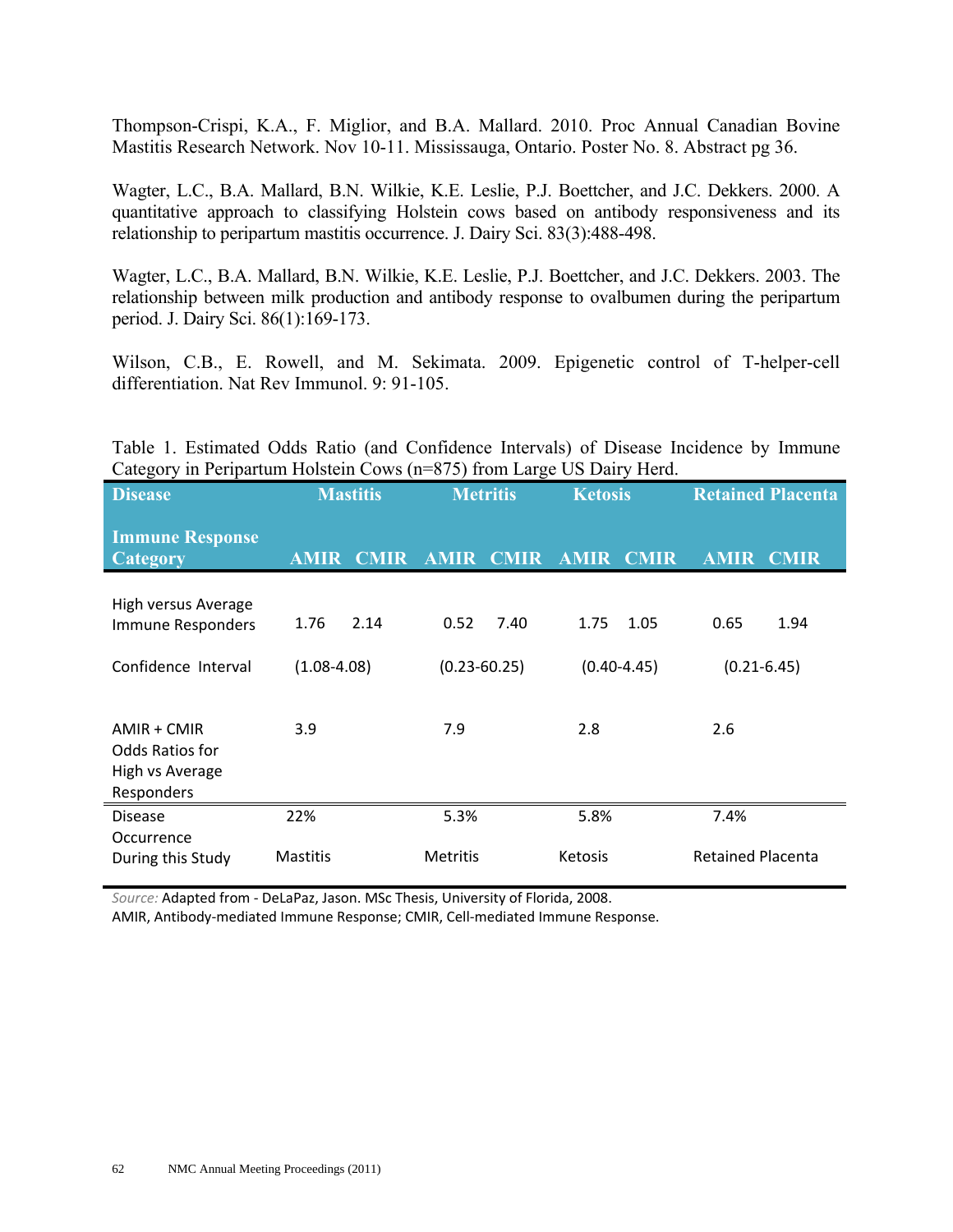Thompson-Crispi, K.A., F. Miglior, and B.A. Mallard. 2010. Proc Annual Canadian Bovine Mastitis Research Network. Nov 10-11. Mississauga, Ontario. Poster No. 8. Abstract pg 36.

Wagter, L.C., B.A. Mallard, B.N. Wilkie, K.E. Leslie, P.J. Boettcher, and J.C. Dekkers. 2000. A quantitative approach to classifying Holstein cows based on antibody responsiveness and its relationship to peripartum mastitis occurrence. J. Dairy Sci. 83(3):488-498.

Wagter, L.C., B.A. Mallard, B.N. Wilkie, K.E. Leslie, P.J. Boettcher, and J.C. Dekkers. 2003. The relationship between milk production and antibody response to ovalbumen during the peripartum period. J. Dairy Sci. 86(1):169-173.

Wilson, C.B., E. Rowell, and M. Sekimata. 2009. Epigenetic control of T-helper-cell differentiation. Nat Rev Immunol. 9: 91-105.

Table 1. Estimated Odds Ratio (and Confidence Intervals) of Disease Incidence by Immune Category in Peripartum Holstein Cows (n=875) from Large US Dairy Herd.

| **Disease** | **Mastitis** | | **Metritis** | | **Ketosis** | | **Retained Placenta** | |
|---|---|---|---|---|---|---|---|---|
| **Immune Response Category** | **AMIR** | **CMIR** | **AMIR** | **CMIR** | **AMIR** | **CMIR** | **AMIR** | **CMIR** |
| High versus Average Immune Responders | 1.76 | 2.14 | 0.52 | 7.40 | 1.75 | 1.05 | 0.65 | 1.94 |
| Confidence Interval | (1.08-4.08) | | (0.23-60.25) | | (0.40-4.45) | | (0.21-6.45) | |
| AMIR + CMIR Odds Ratios for High vs Average Responders | 3.9 | | 7.9 | | 2.8 | | 2.6 | |
| Disease Occurrence During this Study | 22% Mastitis | | 5.3% Metritis | | 5.8% Ketosis | | 7.4% Retained Placenta | |

*Source:* Adapted from - DeLaPaz, Jason. MSc Thesis, University of Florida, 2008.
AMIR, Antibody-mediated Immune Response; CMIR, Cell-mediated Immune Response.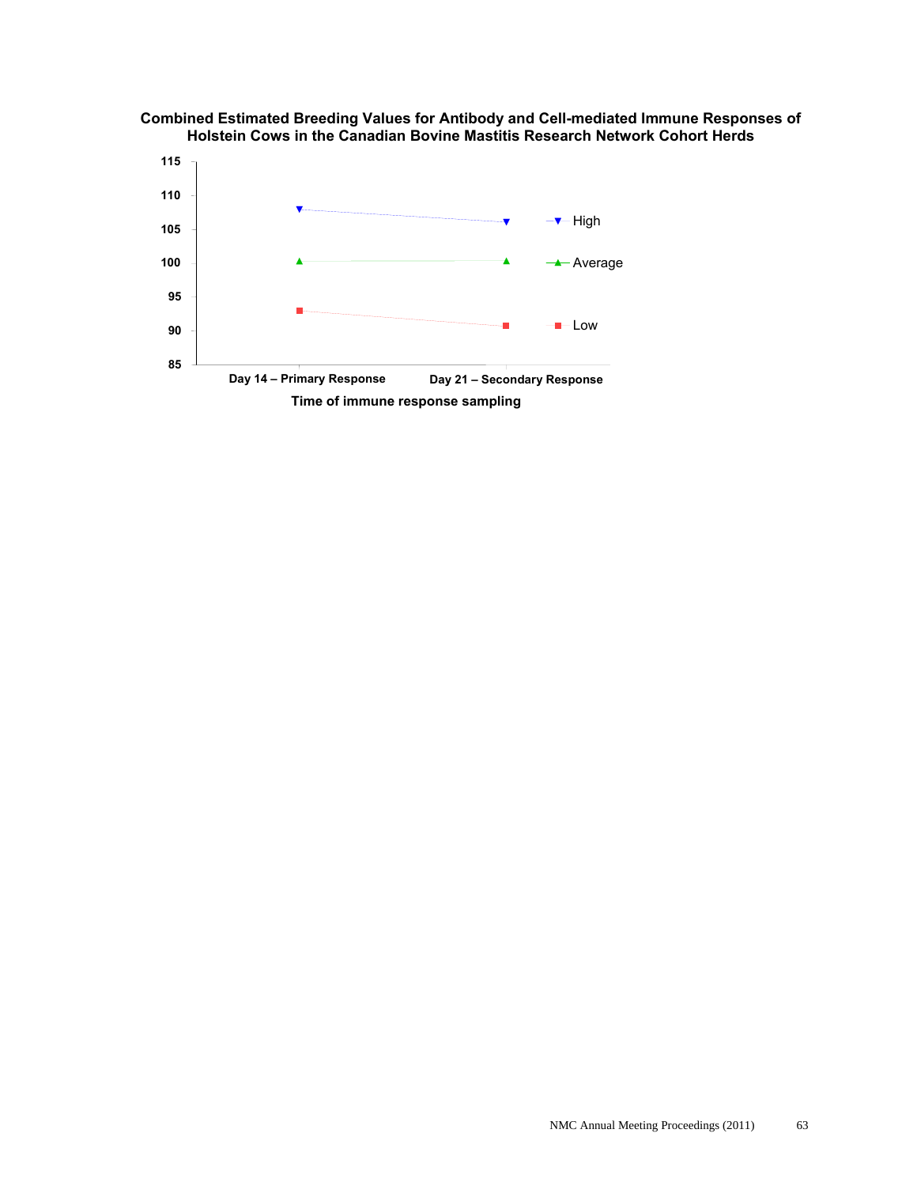**Combined Estimated Breeding Values for Antibody and Cell-mediated Immune Responses of Holstein Cows in the Canadian Bovine Mastitis Research Network Cohort Herds**

115
110
105
100
95
90
85

High
Average
Low

Day 14 – Primary Response
Day 21 – Secondary Response

Time of immune response sampling